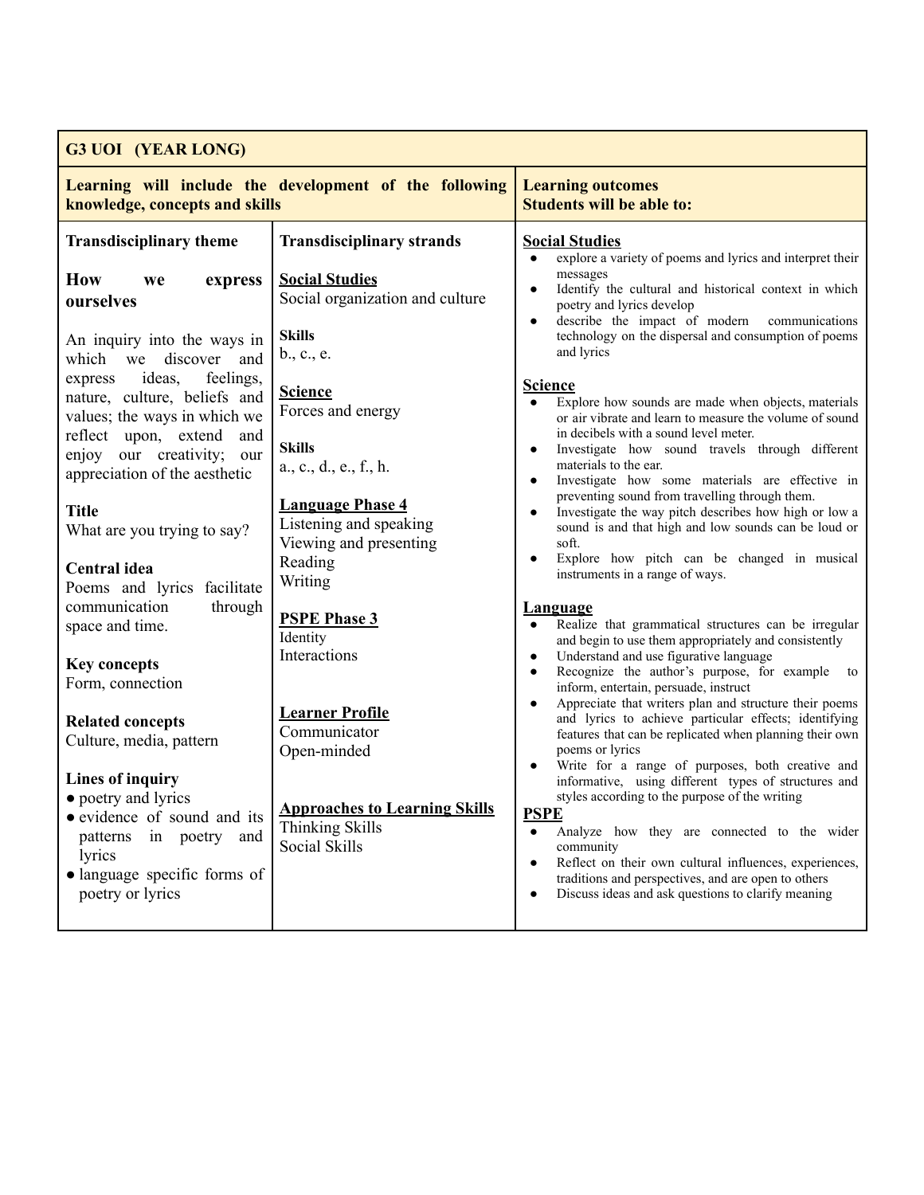| G3 UOI (YEAR LONG) | | |
|---|---|---|
| **Learning will include the development of the following knowledge, concepts and skills** | | **Learning outcomes**<br>**Students will be able to:** |
| **Transdisciplinary theme**<br><br>**How we express ourselves**<br><br>An inquiry into the ways in which we discover and express ideas, feelings, nature, culture, beliefs and values; the ways in which we reflect upon, extend and enjoy our creativity; our appreciation of the aesthetic<br><br>**Title**<br>What are you trying to say?<br><br>**Central idea**<br>Poems and lyrics facilitate communication through space and time.<br><br>**Key concepts**<br>Form, connection<br><br>**Related concepts**<br>Culture, media, pattern<br><br>**Lines of inquiry**<br>● poetry and lyrics<br>● evidence of sound and its patterns in poetry and lyrics<br>● language specific forms of poetry or lyrics | **Transdisciplinary strands**<br><br>**Social Studies**<br>Social organization and culture<br><br>**Skills**<br>b., c., e.<br><br>**Science**<br>Forces and energy<br><br>**Skills**<br>a., c., d., e., f., h.<br><br>**Language Phase 4**<br>Listening and speaking<br>Viewing and presenting<br>Reading<br>Writing<br><br>**PSPE Phase 3**<br>Identity<br>Interactions<br><br>**Learner Profile**<br>Communicator<br>Open-minded<br><br>**Approaches to Learning Skills**<br>Thinking Skills<br>Social Skills | **Social Studies**<br>● explore a variety of poems and lyrics and interpret their messages<br>● Identify the cultural and historical context in which poetry and lyrics develop<br>● describe the impact of modern communications technology on the dispersal and consumption of poems and lyrics<br><br>**Science**<br>● Explore how sounds are made when objects, materials or air vibrate and learn to measure the volume of sound in decibels with a sound level meter.<br>● Investigate how sound travels through different materials to the ear.<br>● Investigate how some materials are effective in preventing sound from travelling through them.<br>● Investigate the way pitch describes how high or low a sound is and that high and low sounds can be loud or soft.<br>● Explore how pitch can be changed in musical instruments in a range of ways.<br><br>**Language**<br>● Realize that grammatical structures can be irregular and begin to use them appropriately and consistently<br>● Understand and use figurative language<br>● Recognize the author's purpose, for example to inform, entertain, persuade, instruct<br>● Appreciate that writers plan and structure their poems and lyrics to achieve particular effects; identifying features that can be replicated when planning their own poems or lyrics<br>● Write for a range of purposes, both creative and informative, using different types of structures and styles according to the purpose of the writing<br><br>**PSPE**<br>● Analyze how they are connected to the wider community<br>● Reflect on their own cultural influences, experiences, traditions and perspectives, and are open to others<br>● Discuss ideas and ask questions to clarify meaning |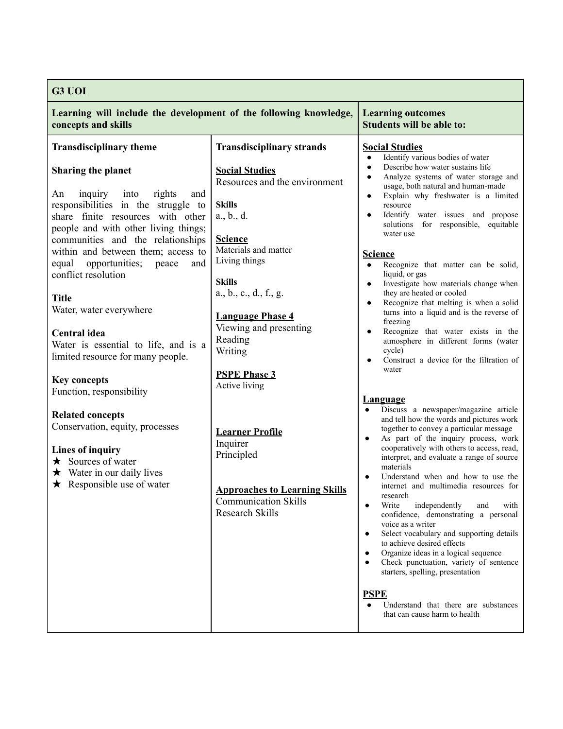| G3 UOI | | |
|---|---|---|
| **Learning will include the development of the following knowledge, concepts and skills** | | **Learning outcomes**<br>**Students will be able to:** |
| **Transdisciplinary theme**<br><br>**Sharing the planet**<br><br>An inquiry into rights and responsibilities in the struggle to share finite resources with other people and with other living things; communities and the relationships within and between them; access to equal opportunities; peace and conflict resolution<br><br>**Title**<br>Water, water everywhere<br><br>**Central idea**<br>Water is essential to life, and is a limited resource for many people.<br><br>**Key concepts**<br>Function, responsibility<br><br>**Related concepts**<br>Conservation, equity, processes<br><br>**Lines of inquiry**<br>★ Sources of water<br>★ Water in our daily lives<br>★ Responsible use of water | **Transdisciplinary strands**<br><br>**<u>Social Studies</u>**<br>Resources and the environment<br><br>**Skills**<br>a., b., d.<br><br>**<u>Science</u>**<br>Materials and matter<br>Living things<br><br>**Skills**<br>a., b., c., d., f., g.<br><br>**<u>Language Phase 4</u>**<br>Viewing and presenting<br>Reading<br>Writing<br><br>**<u>PSPE Phase 3</u>**<br>Active living<br><br>**<u>Learner Profile</u>**<br>Inquirer<br>Principled<br><br>**<u>Approaches to Learning Skills</u>**<br>Communication Skills<br>Research Skills | **<u>Social Studies</u>**<br>• Identify various bodies of water<br>• Describe how water sustains life<br>• Analyze systems of water storage and usage, both natural and human-made<br>• Explain why freshwater is a limited resource<br>• Identify water issues and propose solutions for responsible, equitable water use<br><br>**<u>Science</u>**<br>• Recognize that matter can be solid, liquid, or gas<br>• Investigate how materials change when they are heated or cooled<br>• Recognize that melting is when a solid turns into a liquid and is the reverse of freezing<br>• Recognize that water exists in the atmosphere in different forms (water cycle)<br>• Construct a device for the filtration of water<br><br>**<u>Language</u>**<br>• Discuss a newspaper/magazine article and tell how the words and pictures work together to convey a particular message<br>• As part of the inquiry process, work cooperatively with others to access, read, interpret, and evaluate a range of source materials<br>• Understand when and how to use the internet and multimedia resources for research<br>• Write independently and with confidence, demonstrating a personal voice as a writer<br>• Select vocabulary and supporting details to achieve desired effects<br>• Organize ideas in a logical sequence<br>• Check punctuation, variety of sentence starters, spelling, presentation<br><br>**<u>PSPE</u>**<br>• Understand that there are substances that can cause harm to health |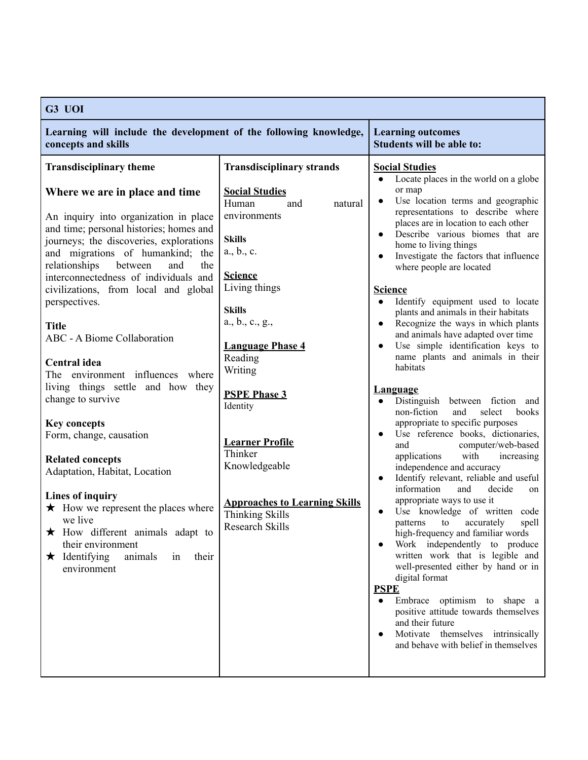| G3 UOI | | |
|---|---|---|
| **Learning will include the development of the following knowledge, concepts and skills** | | **Learning outcomes**<br>**Students will be able to:** |
| **Transdisciplinary theme**<br><br>**Where we are in place and time**<br><br>An inquiry into organization in place and time; personal histories; homes and journeys; the discoveries, explorations and migrations of humankind; the relationships between and the interconnectedness of individuals and civilizations, from local and global perspectives.<br><br>**Title**<br>ABC - A Biome Collaboration<br><br>**Central idea**<br>The environment influences where living things settle and how they change to survive<br><br>**Key concepts**<br>Form, change, causation<br><br>**Related concepts**<br>Adaptation, Habitat, Location<br><br>**Lines of inquiry**<br>★ How we represent the places where we live<br>★ How different animals adapt to their environment<br>★ Identifying animals in their environment | **Transdisciplinary strands**<br><br>**Social Studies**<br>Human and natural environments<br><br>**Skills**<br>a., b., c.<br><br>**Science**<br>Living things<br><br>**Skills**<br>a., b., c., g.,<br><br>**Language Phase 4**<br>Reading<br>Writing<br><br>**PSPE Phase 3**<br>Identity<br><br>**Learner Profile**<br>Thinker<br>Knowledgeable<br><br>**Approaches to Learning Skills**<br>Thinking Skills<br>Research Skills | **Social Studies**<br>• Locate places in the world on a globe or map<br>• Use location terms and geographic representations to describe where places are in location to each other<br>• Describe various biomes that are home to living things<br>• Investigate the factors that influence where people are located<br><br>**Science**<br>• Identify equipment used to locate plants and animals in their habitats<br>• Recognize the ways in which plants and animals have adapted over time<br>• Use simple identification keys to name plants and animals in their habitats<br><br>**Language**<br>• Distinguish between fiction and non-fiction and select books appropriate to specific purposes<br>• Use reference books, dictionaries, and computer/web-based applications with increasing independence and accuracy<br>• Identify relevant, reliable and useful information and decide on appropriate ways to use it<br>• Use knowledge of written code patterns to accurately spell high-frequency and familiar words<br>• Work independently to produce written work that is legible and well-presented either by hand or in digital format<br><br>**PSPE**<br>• Embrace optimism to shape a positive attitude towards themselves and their future<br>• Motivate themselves intrinsically and behave with belief in themselves |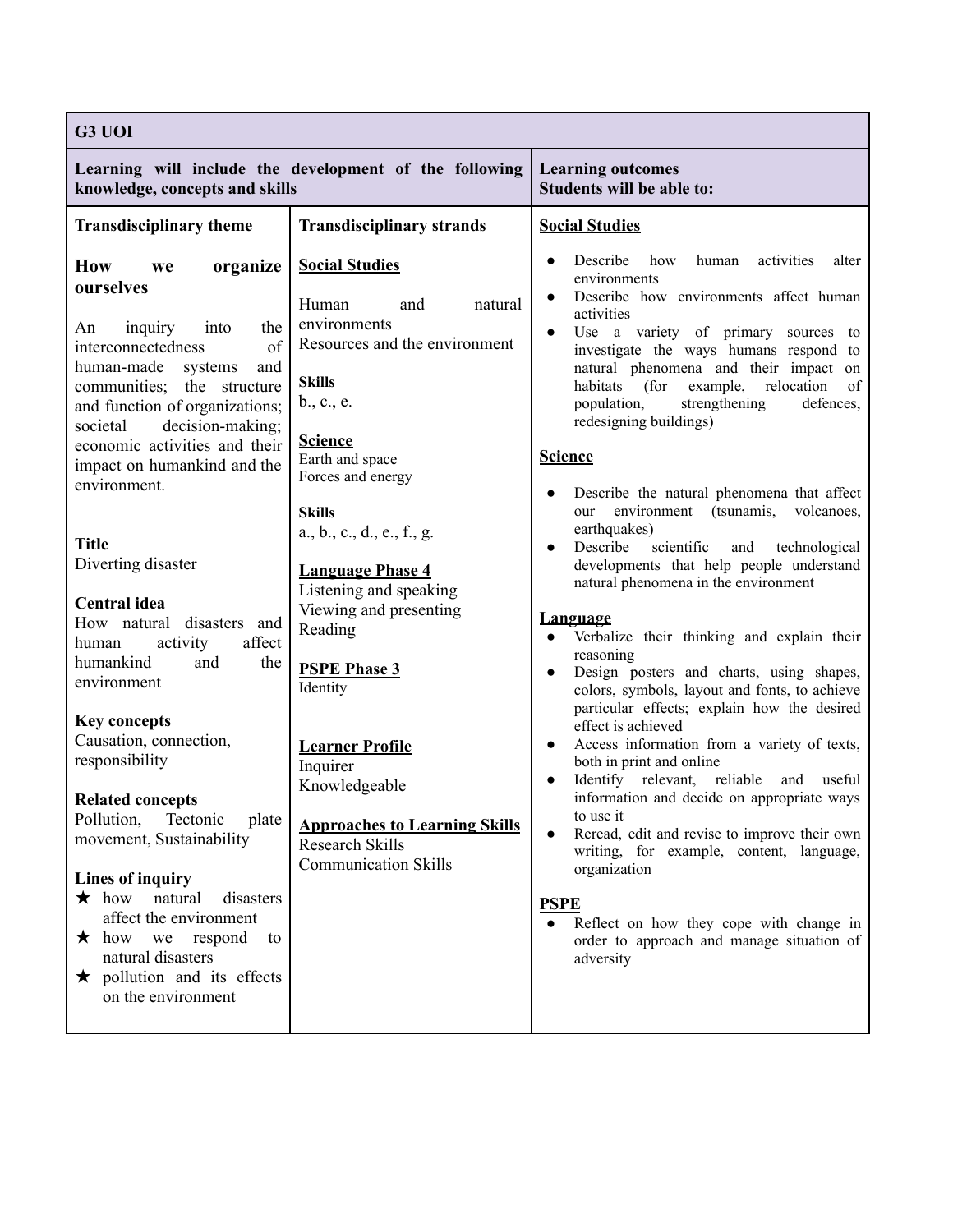| G3 UOI | | |
|---|---|---|
| **Learning will include the development of the following knowledge, concepts and skills** | | **Learning outcomes**<br>**Students will be able to:** |
| **Transdisciplinary theme**<br><br>**How we organize ourselves**<br><br>An inquiry into the interconnectedness of human-made systems and communities; the structure and function of organizations; societal decision-making; economic activities and their impact on humankind and the environment.<br><br>**Title**<br>Diverting disaster<br><br>**Central idea**<br>How natural disasters and human activity affect humankind and the environment<br><br>**Key concepts**<br>Causation, connection, responsibility<br><br>**Related concepts**<br>Pollution, Tectonic plate movement, Sustainability<br><br>**Lines of inquiry**<br>★ how natural disasters affect the environment<br>★ how we respond to natural disasters<br>★ pollution and its effects on the environment | **Transdisciplinary strands**<br><br>**Social Studies**<br><br>Human and natural environments<br>Resources and the environment<br><br>**Skills**<br>b., c., e.<br><br>**Science**<br>Earth and space<br>Forces and energy<br><br>**Skills**<br>a., b., c., d., e., f., g.<br><br>**Language Phase 4**<br>Listening and speaking<br>Viewing and presenting<br>Reading<br><br>**PSPE Phase 3**<br>Identity<br><br>**Learner Profile**<br>Inquirer<br>Knowledgeable<br><br>**Approaches to Learning Skills**<br>Research Skills<br>Communication Skills | **Social Studies**<br><br>● Describe how human activities alter environments<br>● Describe how environments affect human activities<br>● Use a variety of primary sources to investigate the ways humans respond to natural phenomena and their impact on habitats (for example, relocation of population, strengthening defences, redesigning buildings)<br><br>**Science**<br><br>● Describe the natural phenomena that affect our environment (tsunamis, volcanoes, earthquakes)<br>● Describe scientific and technological developments that help people understand natural phenomena in the environment<br><br>**Language**<br>● Verbalize their thinking and explain their reasoning<br>● Design posters and charts, using shapes, colors, symbols, layout and fonts, to achieve particular effects; explain how the desired effect is achieved<br>● Access information from a variety of texts, both in print and online<br>● Identify relevant, reliable and useful information and decide on appropriate ways to use it<br>● Reread, edit and revise to improve their own writing, for example, content, language, organization<br><br>**PSPE**<br>● Reflect on how they cope with change in order to approach and manage situation of adversity |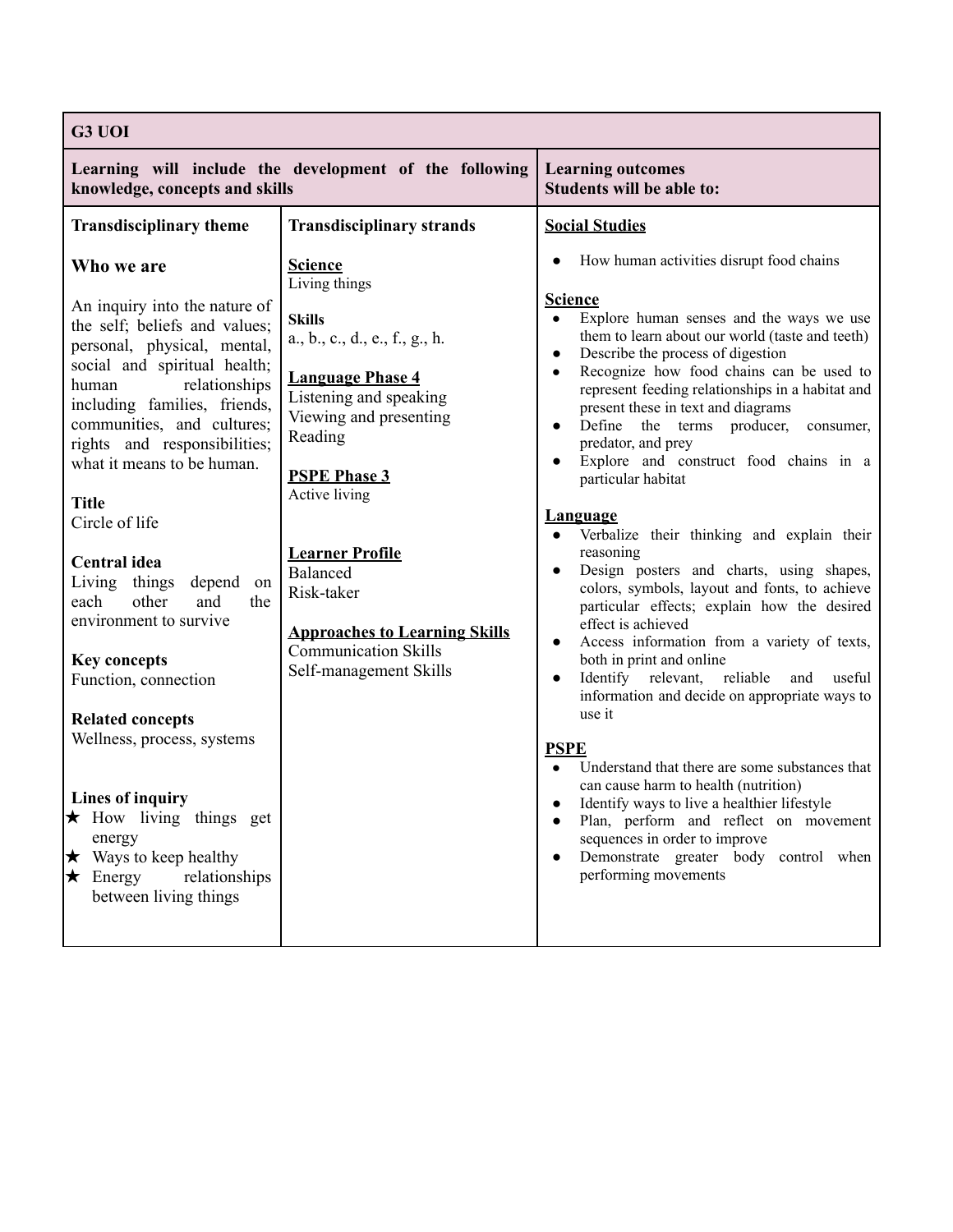| G3 UOI | | |
|---|---|---|
| **Learning will include the development of the following knowledge, concepts and skills** | | **Learning outcomes**<br>**Students will be able to:** |
| **Transdisciplinary theme**<br><br>**Who we are**<br><br>An inquiry into the nature of the self; beliefs and values; personal, physical, mental, social and spiritual health; human relationships including families, friends, communities, and cultures; rights and responsibilities; what it means to be human.<br><br>**Title**<br>Circle of life<br><br>**Central idea**<br>Living things depend on each other and the environment to survive<br><br>**Key concepts**<br>Function, connection<br><br>**Related concepts**<br>Wellness, process, systems<br><br>**Lines of inquiry**<br>★ How living things get energy<br>★ Ways to keep healthy<br>★ Energy relationships between living things | **Transdisciplinary strands**<br><br>**Science**<br>Living things<br><br>**Skills**<br>a., b., c., d., e., f., g., h.<br><br>**Language Phase 4**<br>Listening and speaking<br>Viewing and presenting<br>Reading<br><br>**PSPE Phase 3**<br>Active living<br><br>**Learner Profile**<br>Balanced<br>Risk-taker<br><br>**Approaches to Learning Skills**<br>Communication Skills<br>Self-management Skills | **Social Studies**<br>● How human activities disrupt food chains<br><br>**Science**<br>● Explore human senses and the ways we use them to learn about our world (taste and teeth)<br>● Describe the process of digestion<br>● Recognize how food chains can be used to represent feeding relationships in a habitat and present these in text and diagrams<br>● Define the terms producer, consumer, predator, and prey<br>● Explore and construct food chains in a particular habitat<br><br>**Language**<br>● Verbalize their thinking and explain their reasoning<br>● Design posters and charts, using shapes, colors, symbols, layout and fonts, to achieve particular effects; explain how the desired effect is achieved<br>● Access information from a variety of texts, both in print and online<br>● Identify relevant, reliable and useful information and decide on appropriate ways to use it<br><br>**PSPE**<br>● Understand that there are some substances that can cause harm to health (nutrition)<br>● Identify ways to live a healthier lifestyle<br>● Plan, perform and reflect on movement sequences in order to improve<br>● Demonstrate greater body control when performing movements |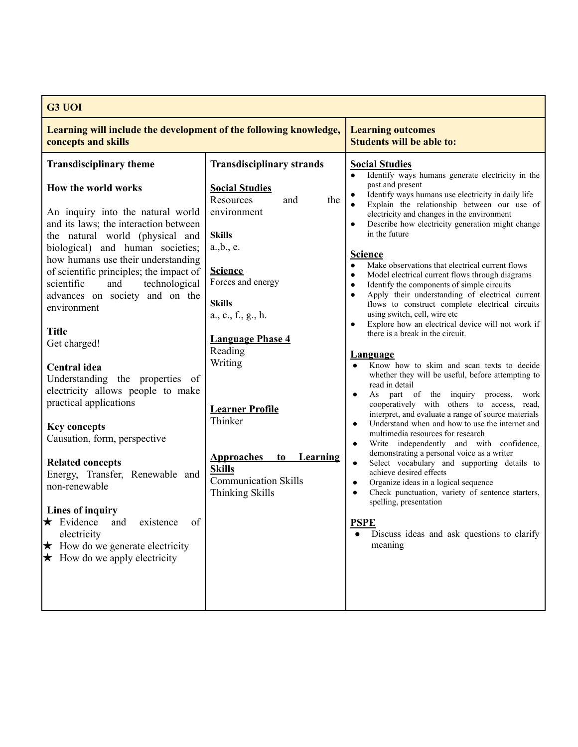| G3 UOI | | |
|---|---|---|
| **Learning will include the development of the following knowledge, concepts and skills** | | **Learning outcomes**<br>**Students will be able to:** |
| **Transdisciplinary theme**<br><br>**How the world works**<br><br>An inquiry into the natural world and its laws; the interaction between the natural world (physical and biological) and human societies; how humans use their understanding of scientific principles; the impact of scientific and technological advances on society and on the environment<br><br>**Title**<br>Get charged!<br><br>**Central idea**<br>Understanding the properties of electricity allows people to make practical applications<br><br>**Key concepts**<br>Causation, form, perspective<br><br>**Related concepts**<br>Energy, Transfer, Renewable and non-renewable<br><br>**Lines of inquiry**<br>★ Evidence and existence of electricity<br>★ How do we generate electricity<br>★ How do we apply electricity | **Transdisciplinary strands**<br><br>**<u>Social Studies</u>**<br>Resources and the environment<br><br>**Skills**<br>a.,b., e.<br><br>**<u>Science</u>**<br>Forces and energy<br><br>**Skills**<br>a., c., f., g., h.<br><br>**<u>Language Phase 4</u>**<br>Reading<br>Writing<br><br>**<u>Learner Profile</u>**<br>Thinker<br><br>**<u>Approaches to Learning Skills</u>**<br>Communication Skills<br>Thinking Skills | **<u>Social Studies</u>**<br>• Identify ways humans generate electricity in the past and present<br>• Identify ways humans use electricity in daily life<br>• Explain the relationship between our use of electricity and changes in the environment<br>• Describe how electricity generation might change in the future<br><br>**<u>Science</u>**<br>• Make observations that electrical current flows<br>• Model electrical current flows through diagrams<br>• Identify the components of simple circuits<br>• Apply their understanding of electrical current flows to construct complete electrical circuits using switch, cell, wire etc<br>• Explore how an electrical device will not work if there is a break in the circuit.<br><br>**<u>Language</u>**<br>• Know how to skim and scan texts to decide whether they will be useful, before attempting to read in detail<br>• As part of the inquiry process, work cooperatively with others to access, read, interpret, and evaluate a range of source materials<br>• Understand when and how to use the internet and multimedia resources for research<br>• Write independently and with confidence, demonstrating a personal voice as a writer<br>• Select vocabulary and supporting details to achieve desired effects<br>• Organize ideas in a logical sequence<br>• Check punctuation, variety of sentence starters, spelling, presentation<br><br>**<u>PSPE</u>**<br>• Discuss ideas and ask questions to clarify meaning |